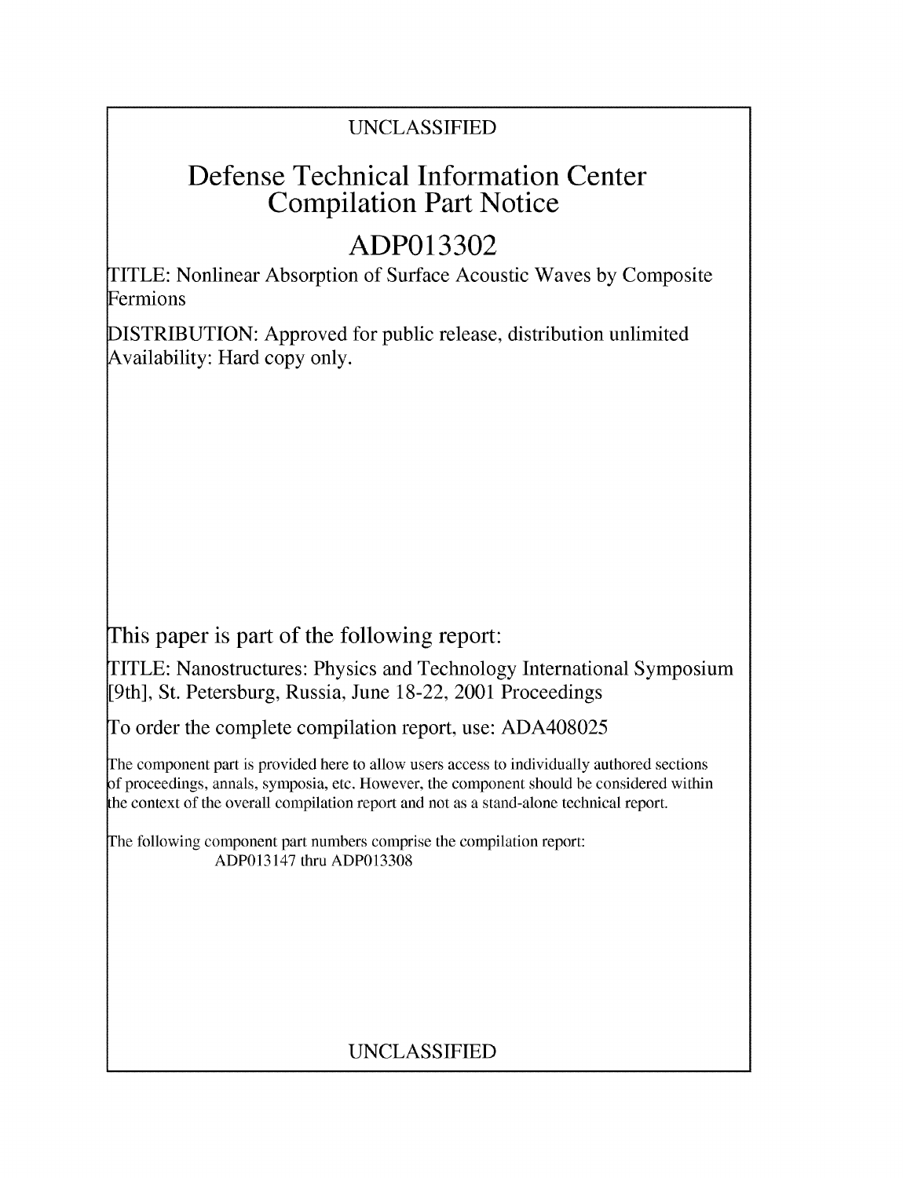UNCLASSIFIED

# Defense Technical Information Center Compilation Part Notice

# ADP013302

TITLE: Nonlinear Absorption of Surface Acoustic Waves by Composite Fermions

DISTRIBUTION: Approved for public release, distribution unlimited
Availability: Hard copy only.

This paper is part of the following report:

TITLE: Nanostructures: Physics and Technology International Symposium [9th], St. Petersburg, Russia, June 18-22, 2001 Proceedings

To order the complete compilation report, use: ADA408025

The component part is provided here to allow users access to individually authored sections of proceedings, annals, symposia, etc. However, the component should be considered within the context of the overall compilation report and not as a stand-alone technical report.

The following component part numbers comprise the compilation report:
ADP013147 thru ADP013308

UNCLASSIFIED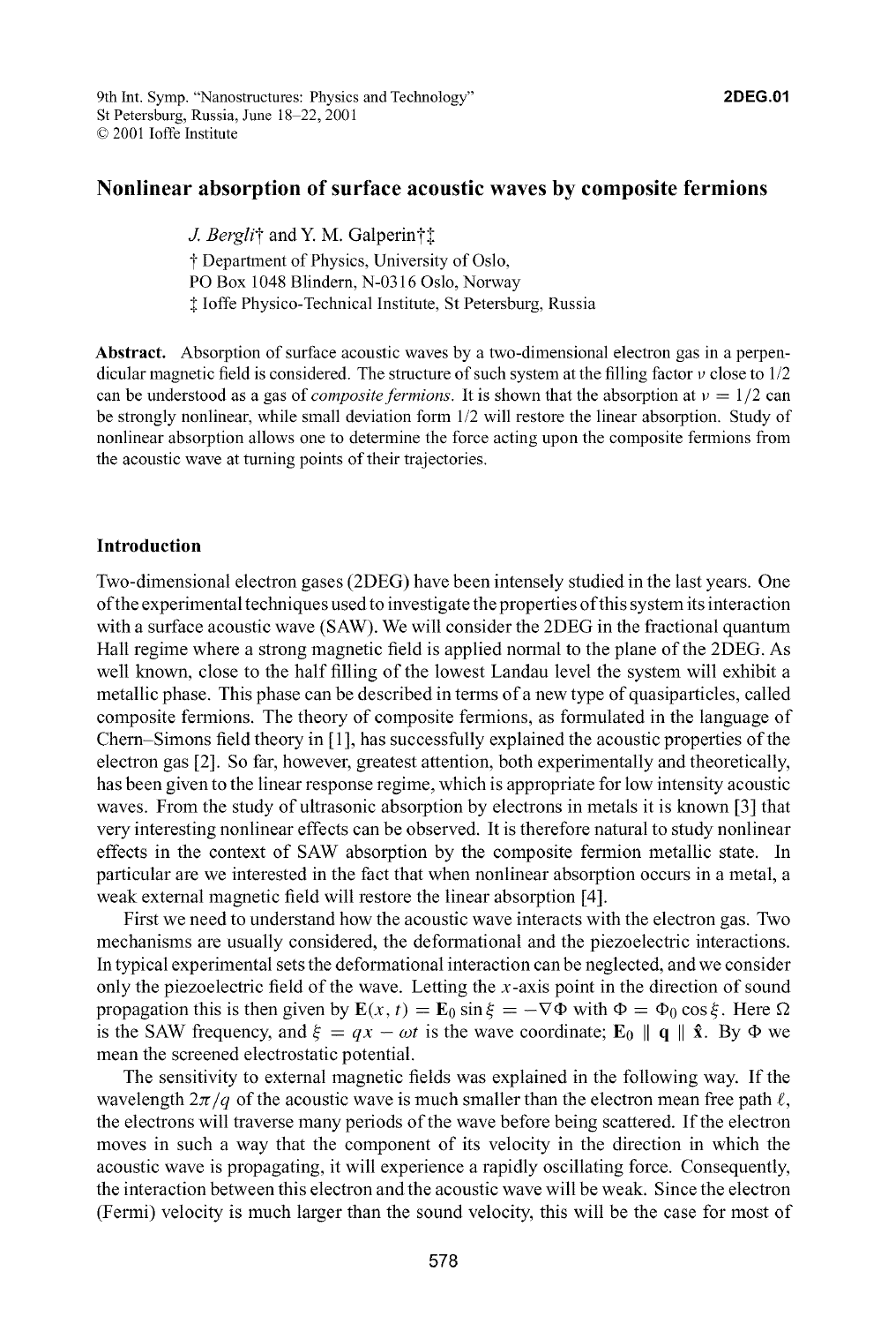# Nonlinear absorption of surface acoustic waves by composite fermions

*J. Bergli*† and Y. M. Galperin†‡

† Department of Physics, University of Oslo,
PO Box 1048 Blindern, N-0316 Oslo, Norway
‡ Ioffe Physico-Technical Institute, St Petersburg, Russia

**Abstract.** Absorption of surface acoustic waves by a two-dimensional electron gas in a perpendicular magnetic field is considered. The structure of such system at the filling factor $\nu$ close to 1/2 can be understood as a gas of *composite fermions*. It is shown that the absorption at $\nu = 1/2$ can be strongly nonlinear, while small deviation form 1/2 will restore the linear absorption. Study of nonlinear absorption allows one to determine the force acting upon the composite fermions from the acoustic wave at turning points of their trajectories.

## Introduction

Two-dimensional electron gases (2DEG) have been intensely studied in the last years. One of the experimental techniques used to investigate the properties of this system its interaction with a surface acoustic wave (SAW). We will consider the 2DEG in the fractional quantum Hall regime where a strong magnetic field is applied normal to the plane of the 2DEG. As well known, close to the half filling of the lowest Landau level the system will exhibit a metallic phase. This phase can be described in terms of a new type of quasiparticles, called composite fermions. The theory of composite fermions, as formulated in the language of Chern–Simons field theory in [1], has successfully explained the acoustic properties of the electron gas [2]. So far, however, greatest attention, both experimentally and theoretically, has been given to the linear response regime, which is appropriate for low intensity acoustic waves. From the study of ultrasonic absorption by electrons in metals it is known [3] that very interesting nonlinear effects can be observed. It is therefore natural to study nonlinear effects in the context of SAW absorption by the composite fermion metallic state. In particular are we interested in the fact that when nonlinear absorption occurs in a metal, a weak external magnetic field will restore the linear absorption [4].

First we need to understand how the acoustic wave interacts with the electron gas. Two mechanisms are usually considered, the deformational and the piezoelectric interactions. In typical experimental sets the deformational interaction can be neglected, and we consider only the piezoelectric field of the wave. Letting the $x$-axis point in the direction of sound propagation this is then given by $\mathbf{E}(x,t) = \mathbf{E}_0 \sin\xi = -\nabla\Phi$ with $\Phi = \Phi_0 \cos\xi$. Here $\Omega$ is the SAW frequency, and $\xi = qx - \omega t$ is the wave coordinate; $\mathbf{E}_0 \parallel \mathbf{q} \parallel \hat{\mathbf{x}}$. By $\Phi$ we mean the screened electrostatic potential.

The sensitivity to external magnetic fields was explained in the following way. If the wavelength $2\pi/q$ of the acoustic wave is much smaller than the electron mean free path $\ell$, the electrons will traverse many periods of the wave before being scattered. If the electron moves in such a way that the component of its velocity in the direction in which the acoustic wave is propagating, it will experience a rapidly oscillating force. Consequently, the interaction between this electron and the acoustic wave will be weak. Since the electron (Fermi) velocity is much larger than the sound velocity, this will be the case for most of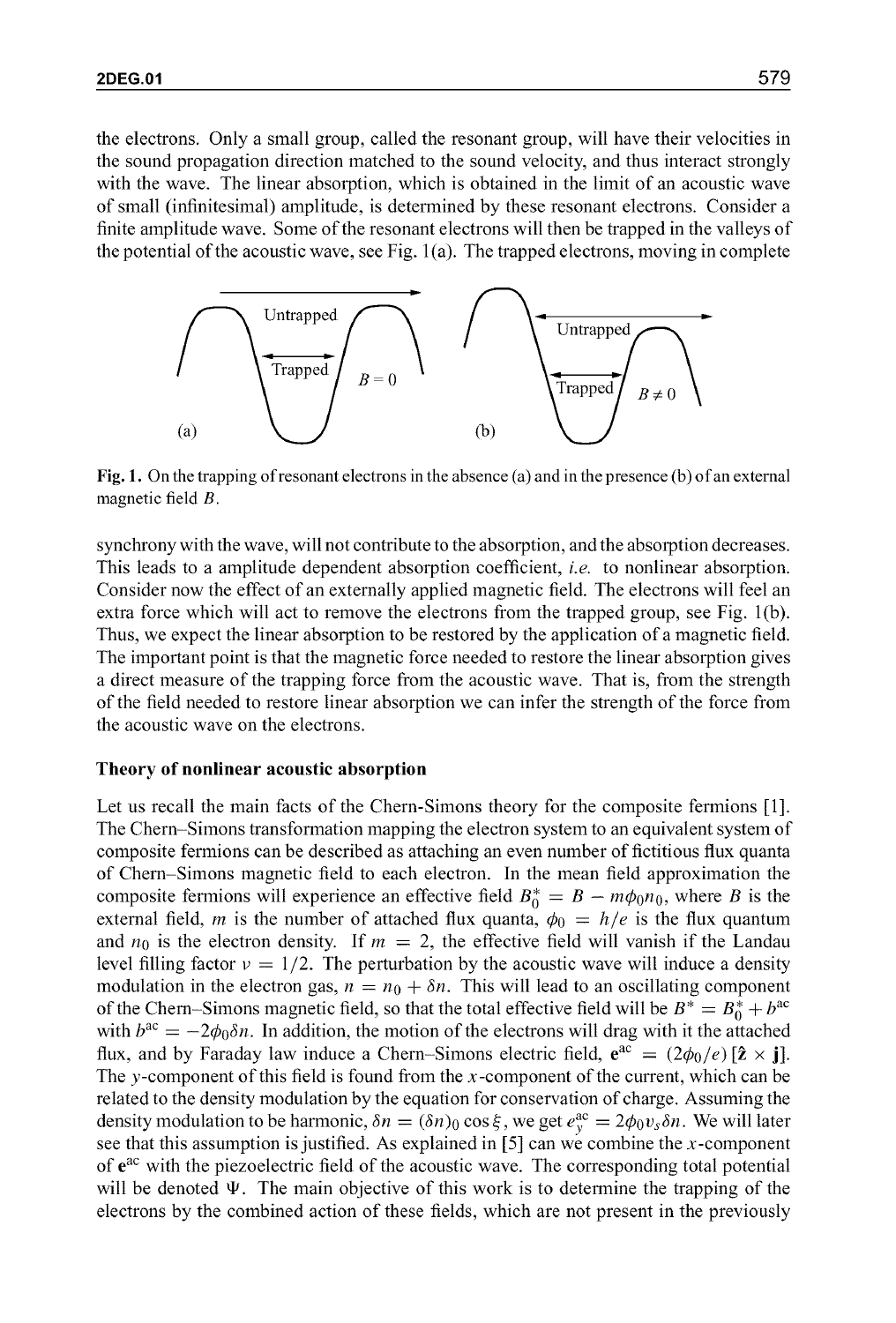the electrons. Only a small group, called the resonant group, will have their velocities in the sound propagation direction matched to the sound velocity, and thus interact strongly with the wave. The linear absorption, which is obtained in the limit of an acoustic wave of small (infinitesimal) amplitude, is determined by these resonant electrons. Consider a finite amplitude wave. Some of the resonant electrons will then be trapped in the valleys of the potential of the acoustic wave, see Fig. 1(a). The trapped electrons, moving in complete

**Fig. 1.** On the trapping of resonant electrons in the absence (a) and in the presence (b) of an external magnetic field $B$.

synchrony with the wave, will not contribute to the absorption, and the absorption decreases. This leads to a amplitude dependent absorption coefficient, *i.e.* to nonlinear absorption. Consider now the effect of an externally applied magnetic field. The electrons will feel an extra force which will act to remove the electrons from the trapped group, see Fig. 1(b). Thus, we expect the linear absorption to be restored by the application of a magnetic field. The important point is that the magnetic force needed to restore the linear absorption gives a direct measure of the trapping force from the acoustic wave. That is, from the strength of the field needed to restore linear absorption we can infer the strength of the force from the acoustic wave on the electrons.

## Theory of nonlinear acoustic absorption

Let us recall the main facts of the Chern-Simons theory for the composite fermions [1]. The Chern–Simons transformation mapping the electron system to an equivalent system of composite fermions can be described as attaching an even number of fictitious flux quanta of Chern–Simons magnetic field to each electron. In the mean field approximation the composite fermions will experience an effective field $B_0^* = B - m\phi_0 n_0$, where $B$ is the external field, $m$ is the number of attached flux quanta, $\phi_0 = h/e$ is the flux quantum and $n_0$ is the electron density. If $m = 2$, the effective field will vanish if the Landau level filling factor $\nu = 1/2$. The perturbation by the acoustic wave will induce a density modulation in the electron gas, $n = n_0 + \delta n$. This will lead to an oscillating component of the Chern–Simons magnetic field, so that the total effective field will be $B^* = B_0^* + b^{\mathrm{ac}}$ with $b^{\mathrm{ac}} = -2\phi_0 \delta n$. In addition, the motion of the electrons will drag with it the attached flux, and by Faraday law induce a Chern–Simons electric field, $\mathbf{e}^{\mathrm{ac}} = (2\phi_0/e)\,[\hat{\mathbf{z}} \times \mathbf{j}]$. The $y$-component of this field is found from the $x$-component of the current, which can be related to the density modulation by the equation for conservation of charge. Assuming the density modulation to be harmonic, $\delta n = (\delta n)_0 \cos\xi$, we get $e_y^{\mathrm{ac}} = 2\phi_0 v_s \delta n$. We will later see that this assumption is justified. As explained in [5] can we combine the $x$-component of $\mathbf{e}^{\mathrm{ac}}$ with the piezoelectric field of the acoustic wave. The corresponding total potential will be denoted $\Psi$. The main objective of this work is to determine the trapping of the electrons by the combined action of these fields, which are not present in the previously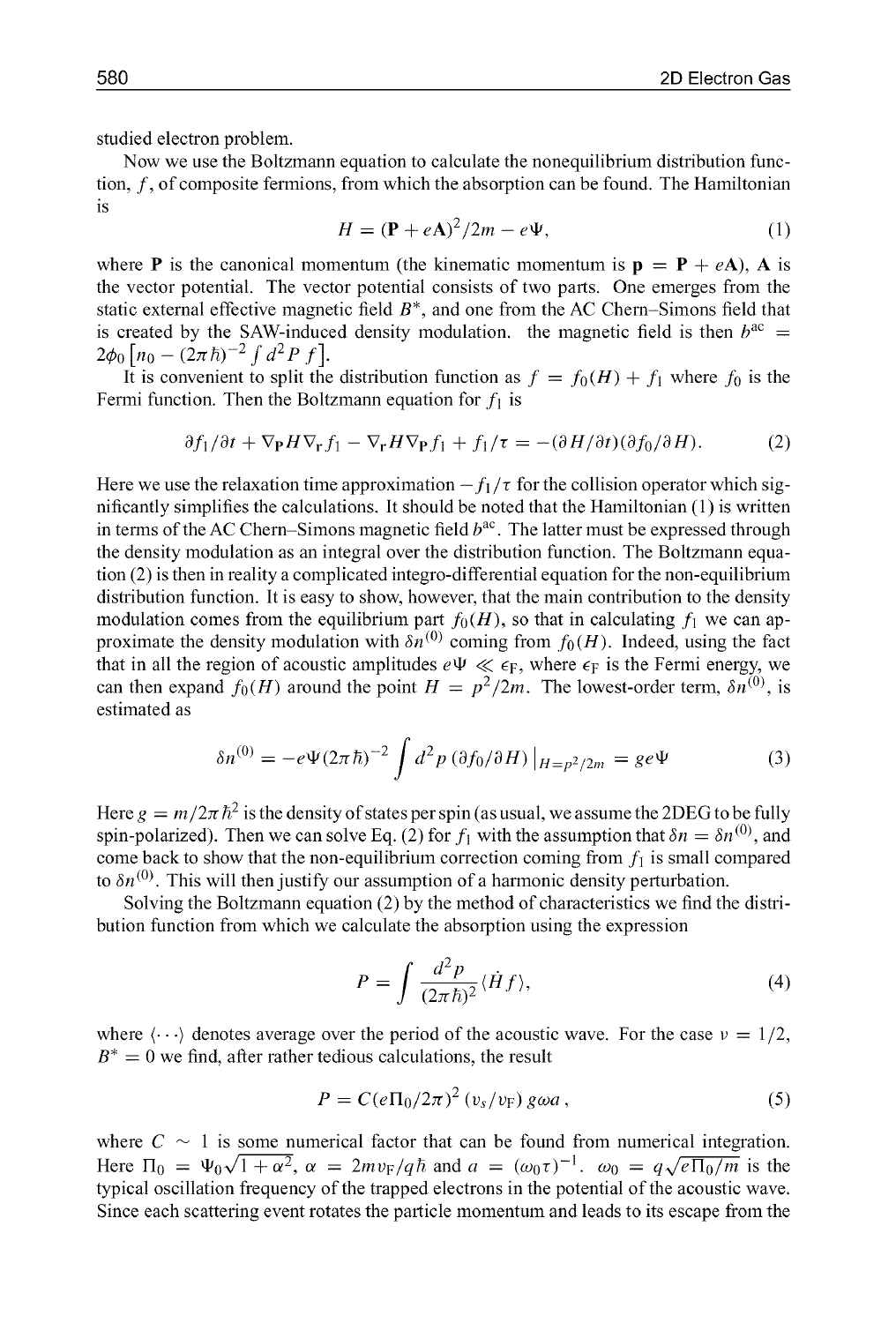studied electron problem.

Now we use the Boltzmann equation to calculate the nonequilibrium distribution function, $f$, of composite fermions, from which the absorption can be found. The Hamiltonian is

$$H = (\mathbf{P} + e\mathbf{A})^2/2m - e\Psi, \tag{1}$$

where $\mathbf{P}$ is the canonical momentum (the kinematic momentum is $\mathbf{p} = \mathbf{P} + e\mathbf{A}$), $\mathbf{A}$ is the vector potential. The vector potential consists of two parts. One emerges from the static external effective magnetic field $B^*$, and one from the AC Chern–Simons field that is created by the SAW-induced density modulation. the magnetic field is then $b^{\mathrm{ac}} = 2\phi_0 \left[n_0 - (2\pi\hbar)^{-2} \int d^2P\, f\right]$.

It is convenient to split the distribution function as $f = f_0(H) + f_1$ where $f_0$ is the Fermi function. Then the Boltzmann equation for $f_1$ is

$$\partial f_1/\partial t + \nabla_{\mathbf{P}} H \nabla_{\mathbf{r}} f_1 - \nabla_{\mathbf{r}} H \nabla_{\mathbf{P}} f_1 + f_1/\tau = -(\partial H/\partial t)(\partial f_0/\partial H). \tag{2}$$

Here we use the relaxation time approximation $-f_1/\tau$ for the collision operator which significantly simplifies the calculations. It should be noted that the Hamiltonian (1) is written in terms of the AC Chern–Simons magnetic field $b^{\mathrm{ac}}$. The latter must be expressed through the density modulation as an integral over the distribution function. The Boltzmann equation (2) is then in reality a complicated integro-differential equation for the non-equilibrium distribution function. It is easy to show, however, that the main contribution to the density modulation comes from the equilibrium part $f_0(H)$, so that in calculating $f_1$ we can approximate the density modulation with $\delta n^{(0)}$ coming from $f_0(H)$. Indeed, using the fact that in all the region of acoustic amplitudes $e\Psi \ll \epsilon_{\mathrm{F}}$, where $\epsilon_{\mathrm{F}}$ is the Fermi energy, we can then expand $f_0(H)$ around the point $H = p^2/2m$. The lowest-order term, $\delta n^{(0)}$, is estimated as

$$\delta n^{(0)} = -e\Psi(2\pi\hbar)^{-2} \int d^2p\, (\partial f_0/\partial H)\big|_{H=p^2/2m} = ge\Psi \tag{3}$$

Here $g = m/2\pi\hbar^2$ is the density of states per spin (as usual, we assume the 2DEG to be fully spin-polarized). Then we can solve Eq. (2) for $f_1$ with the assumption that $\delta n = \delta n^{(0)}$, and come back to show that the non-equilibrium correction coming from $f_1$ is small compared to $\delta n^{(0)}$. This will then justify our assumption of a harmonic density perturbation.

Solving the Boltzmann equation (2) by the method of characteristics we find the distribution function from which we calculate the absorption using the expression

$$P = \int \frac{d^2p}{(2\pi\hbar)^2} \langle \dot{H} f \rangle, \tag{4}$$

where $\langle \cdots \rangle$ denotes average over the period of the acoustic wave. For the case $\nu = 1/2$, $B^* = 0$ we find, after rather tedious calculations, the result

$$P = C(e\Pi_0/2\pi)^2\, (v_s/v_{\mathrm{F}})\, g\omega a\,, \tag{5}$$

where $C \sim 1$ is some numerical factor that can be found from numerical integration. Here $\Pi_0 = \Psi_0\sqrt{1+\alpha^2}$, $\alpha = 2mv_{\mathrm{F}}/q\hbar$ and $a = (\omega_0\tau)^{-1}$. $\omega_0 = q\sqrt{e\Pi_0/m}$ is the typical oscillation frequency of the trapped electrons in the potential of the acoustic wave. Since each scattering event rotates the particle momentum and leads to its escape from the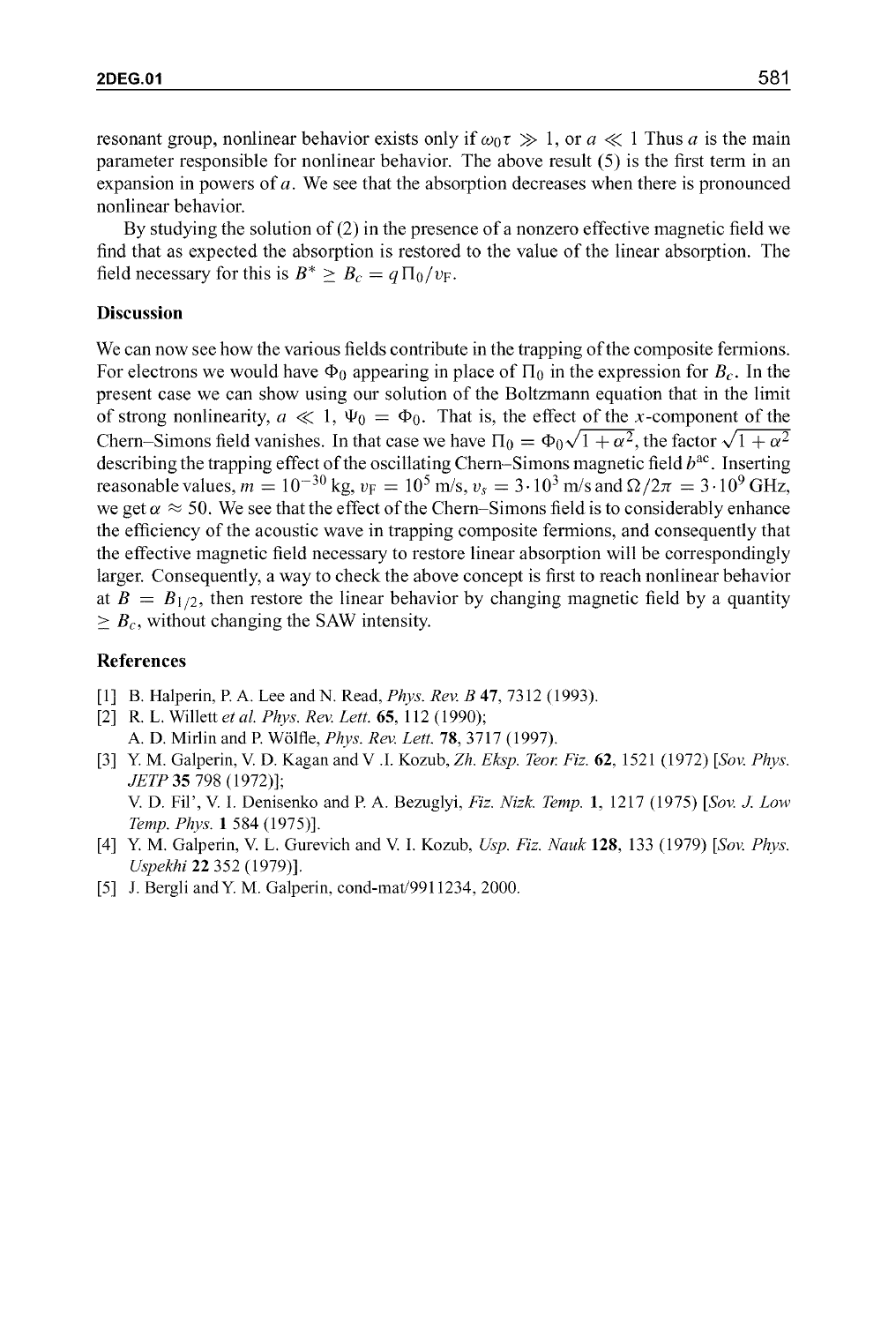resonant group, nonlinear behavior exists only if $\omega_0 \tau \gg 1$, or $a \ll 1$ Thus $a$ is the main parameter responsible for nonlinear behavior. The above result (5) is the first term in an expansion in powers of $a$. We see that the absorption decreases when there is pronounced nonlinear behavior.

By studying the solution of (2) in the presence of a nonzero effective magnetic field we find that as expected the absorption is restored to the value of the linear absorption. The field necessary for this is $B^* \geq B_c = q\Pi_0/v_F$.

### Discussion

We can now see how the various fields contribute in the trapping of the composite fermions. For electrons we would have $\Phi_0$ appearing in place of $\Pi_0$ in the expression for $B_c$. In the present case we can show using our solution of the Boltzmann equation that in the limit of strong nonlinearity, $a \ll 1$, $\Psi_0 = \Phi_0$. That is, the effect of the $x$-component of the Chern–Simons field vanishes. In that case we have $\Pi_0 = \Phi_0\sqrt{1+\alpha^2}$, the factor $\sqrt{1+\alpha^2}$ describing the trapping effect of the oscillating Chern–Simons magnetic field $b^{ac}$. Inserting reasonable values, $m = 10^{-30}$ kg, $v_F = 10^5$ m/s, $v_s = 3 \cdot 10^3$ m/s and $\Omega/2\pi = 3 \cdot 10^9$ GHz, we get $\alpha \approx 50$. We see that the effect of the Chern–Simons field is to considerably enhance the efficiency of the acoustic wave in trapping composite fermions, and consequently that the effective magnetic field necessary to restore linear absorption will be correspondingly larger. Consequently, a way to check the above concept is first to reach nonlinear behavior at $B = B_{1/2}$, then restore the linear behavior by changing magnetic field by a quantity $\geq B_c$, without changing the SAW intensity.

### References

[1] B. Halperin, P. A. Lee and N. Read, *Phys. Rev. B* **47**, 7312 (1993).

[2] R. L. Willett *et al. Phys. Rev. Lett.* **65**, 112 (1990);
A. D. Mirlin and P. Wölfle, *Phys. Rev. Lett.* **78**, 3717 (1997).

[3] Y. M. Galperin, V. D. Kagan and V .I. Kozub, *Zh. Eksp. Teor. Fiz.* **62**, 1521 (1972) [*Sov. Phys. JETP* **35** 798 (1972)];
V. D. Fil', V. I. Denisenko and P. A. Bezuglyi, *Fiz. Nizk. Temp.* **1**, 1217 (1975) [*Sov. J. Low Temp. Phys.* **1** 584 (1975)].

[4] Y. M. Galperin, V. L. Gurevich and V. I. Kozub, *Usp. Fiz. Nauk* **128**, 133 (1979) [*Sov. Phys. Uspekhi* **22** 352 (1979)].

[5] J. Bergli and Y. M. Galperin, cond-mat/9911234, 2000.